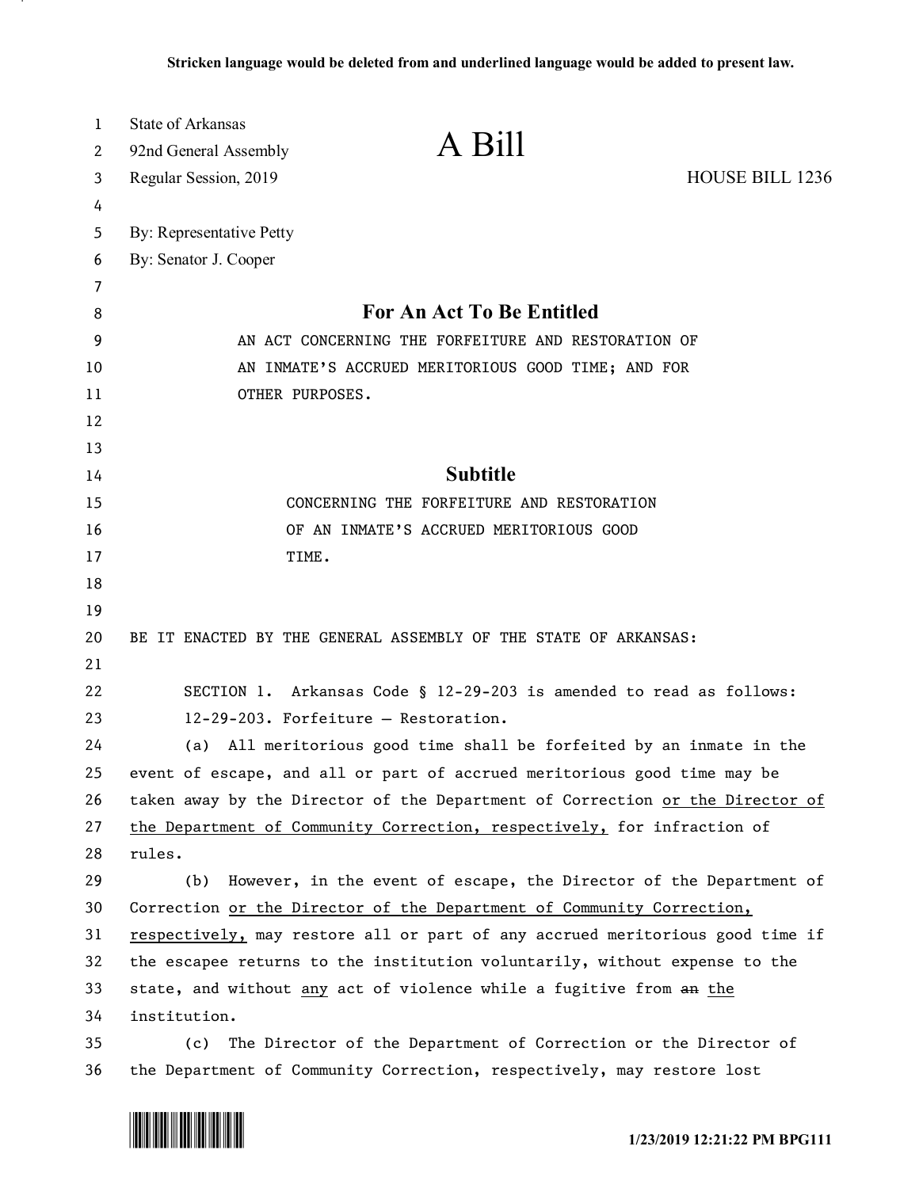**Stricken language would be deleted from and underlined language would be added to present law.**

State of Arkansas
92nd General Assembly
Regular Session, 2019

# A Bill

HOUSE BILL 1236

By: Representative Petty
By: Senator J. Cooper

## For An Act To Be Entitled

AN ACT CONCERNING THE FORFEITURE AND RESTORATION OF AN INMATE'S ACCRUED MERITORIOUS GOOD TIME; AND FOR OTHER PURPOSES.

## Subtitle

CONCERNING THE FORFEITURE AND RESTORATION OF AN INMATE'S ACCRUED MERITORIOUS GOOD TIME.

BE IT ENACTED BY THE GENERAL ASSEMBLY OF THE STATE OF ARKANSAS:

SECTION 1. Arkansas Code § 12-29-203 is amended to read as follows:

12-29-203. Forfeiture — Restoration.

(a) All meritorious good time shall be forfeited by an inmate in the event of escape, and all or part of accrued meritorious good time may be taken away by the Director of the Department of Correction <u>or the Director of the Department of Community Correction, respectively,</u> for infraction of rules.

(b) However, in the event of escape, the Director of the Department of Correction <u>or the Director of the Department of Community Correction, respectively,</u> may restore all or part of any accrued meritorious good time if the escapee returns to the institution voluntarily, without expense to the state, and without <u>any</u> act of violence while a fugitive from ~~an~~ <u>the</u> institution.

(c) The Director of the Department of Correction or the Director of the Department of Community Correction, respectively, may restore lost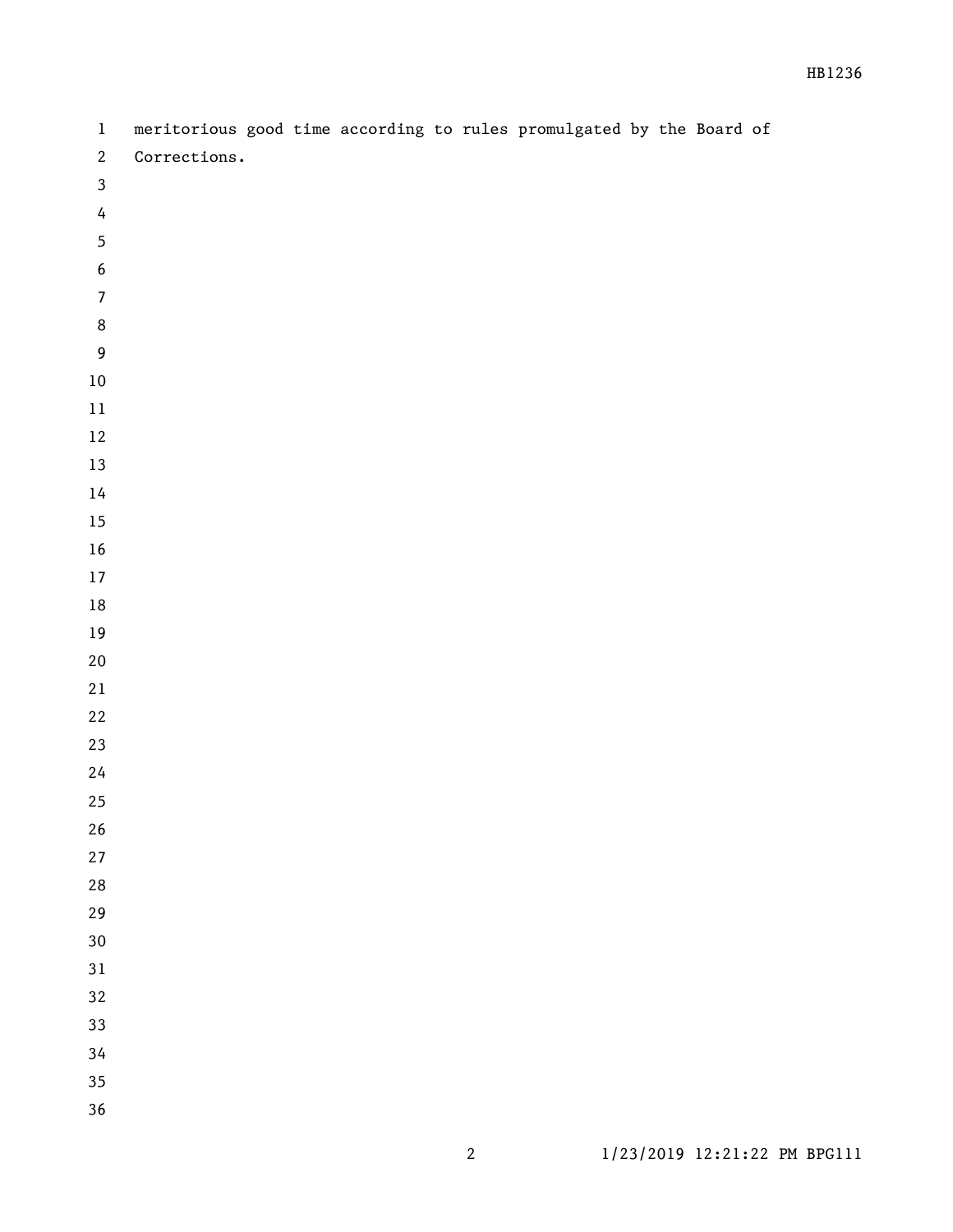meritorious good time according to rules promulgated by the Board of Corrections.